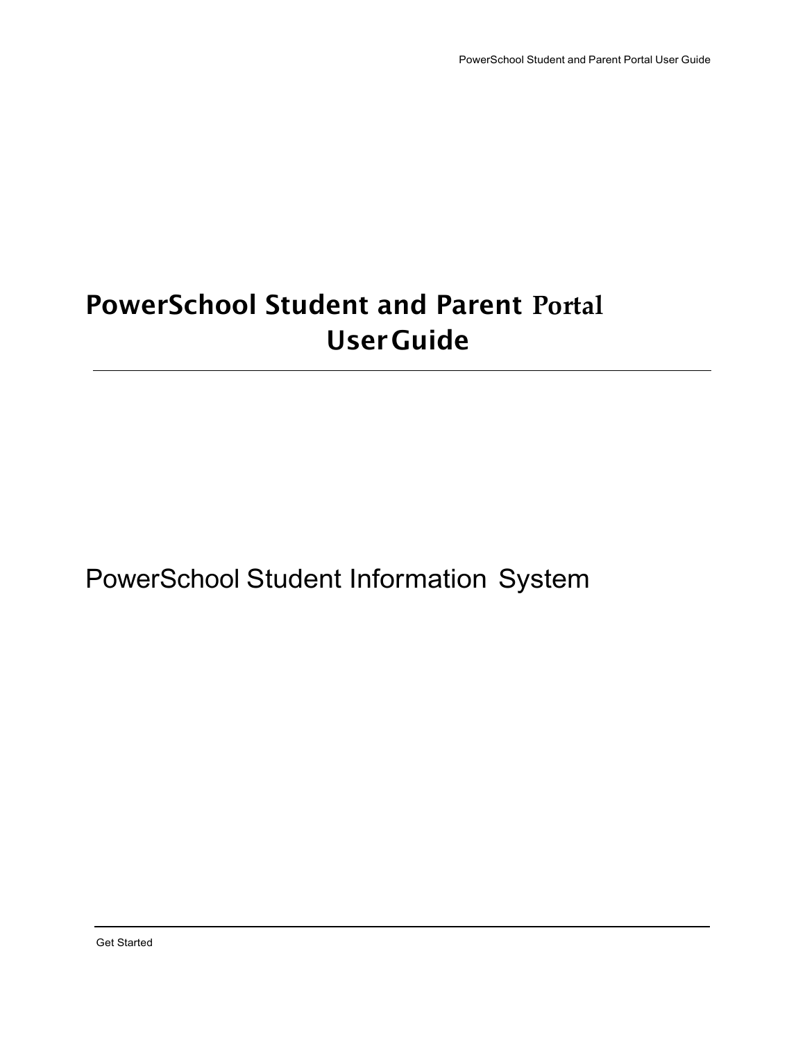# PowerSchool Student and Parent Portal User Guide

PowerSchool Student Information System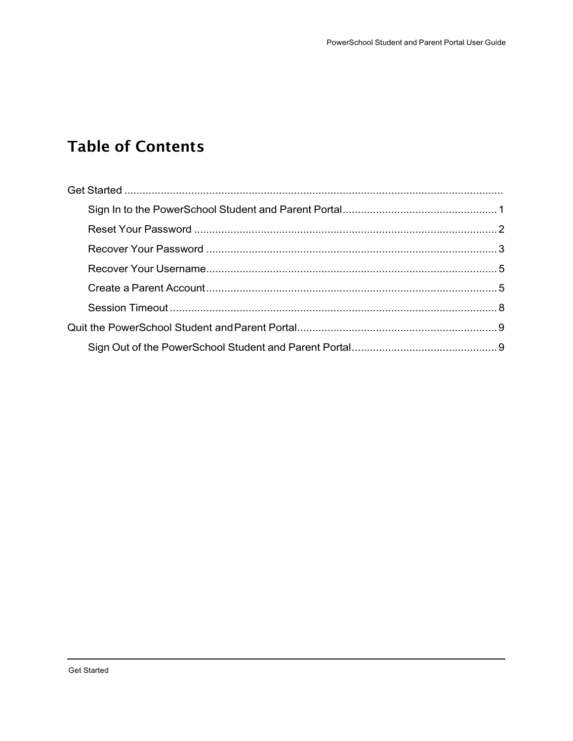# Table of Contents

Get Started

- Sign In to the PowerSchool Student and Parent Portal ........ 1
- Reset Your Password ........ 2
- Recover Your Password ........ 3
- Recover Your Username ........ 5
- Create a Parent Account ........ 5
- Session Timeout ........ 8

Quit the PowerSchool Student and Parent Portal ........ 9

- Sign Out of the PowerSchool Student and Parent Portal ........ 9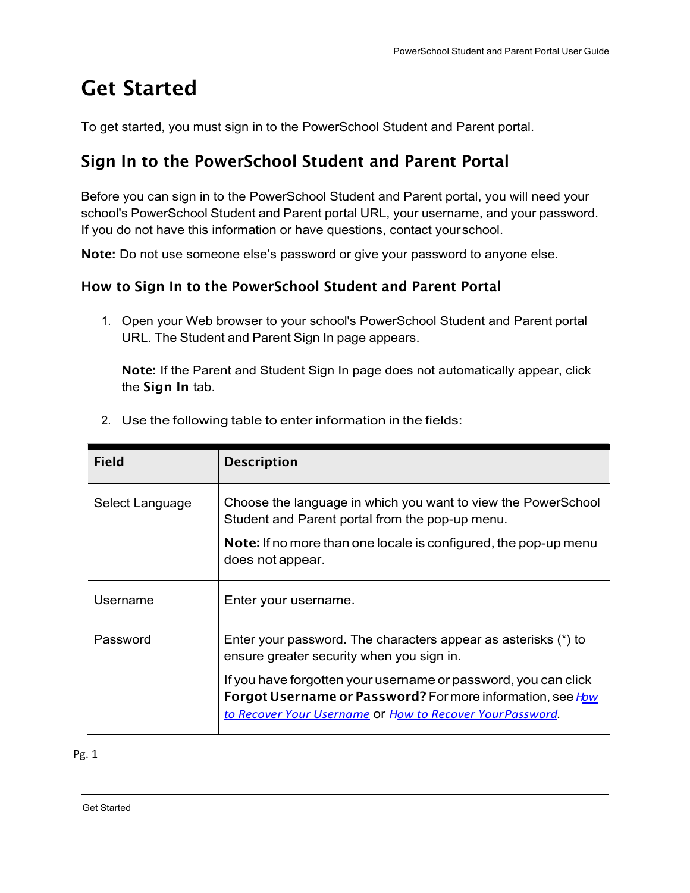# Get Started

To get started, you must sign in to the PowerSchool Student and Parent portal.

## Sign In to the PowerSchool Student and Parent Portal

Before you can sign in to the PowerSchool Student and Parent portal, you will need your school's PowerSchool Student and Parent portal URL, your username, and your password. If you do not have this information or have questions, contact your school.

**Note:** Do not use someone else's password or give your password to anyone else.

### How to Sign In to the PowerSchool Student and Parent Portal

1. Open your Web browser to your school's PowerSchool Student and Parent portal URL. The Student and Parent Sign In page appears.

   **Note:** If the Parent and Student Sign In page does not automatically appear, click the **Sign In** tab.

2. Use the following table to enter information in the fields:

| Field | Description |
|---|---|
| Select Language | Choose the language in which you want to view the PowerSchool Student and Parent portal from the pop-up menu. **Note:** If no more than one locale is configured, the pop-up menu does not appear. |
| Username | Enter your username. |
| Password | Enter your password. The characters appear as asterisks (*) to ensure greater security when you sign in. If you have forgotten your username or password, you can click **Forgot Username or Password?** For more information, see *How to Recover Your Username* or *How to Recover Your Password*. |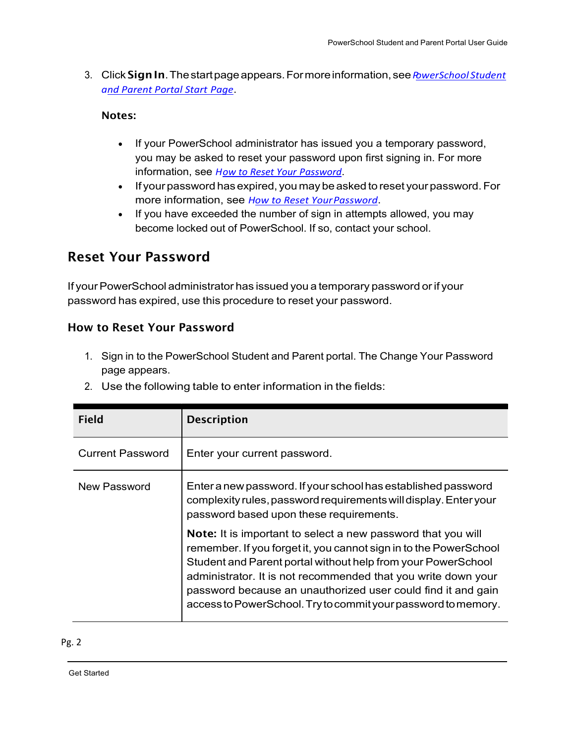3. Click **Sign In**. The start page appears. For more information, see *PowerSchool Student and Parent Portal Start Page*.

   **Notes:**

   - If your PowerSchool administrator has issued you a temporary password, you may be asked to reset your password upon first signing in. For more information, see *How to Reset Your Password*.
   - If your password has expired, you may be asked to reset your password. For more information, see *How to Reset Your Password*.
   - If you have exceeded the number of sign in attempts allowed, you may become locked out of PowerSchool. If so, contact your school.

## Reset Your Password

If your PowerSchool administrator has issued you a temporary password or if your password has expired, use this procedure to reset your password.

### How to Reset Your Password

1. Sign in to the PowerSchool Student and Parent portal. The Change Your Password page appears.
2. Use the following table to enter information in the fields:

| Field | Description |
|---|---|
| Current Password | Enter your current password. |
| New Password | Enter a new password. If your school has established password complexity rules, password requirements will display. Enter your password based upon these requirements.<br><br>**Note:** It is important to select a new password that you will remember. If you forget it, you cannot sign in to the PowerSchool Student and Parent portal without help from your PowerSchool administrator. It is not recommended that you write down your password because an unauthorized user could find it and gain access to PowerSchool. Try to commit your password to memory. |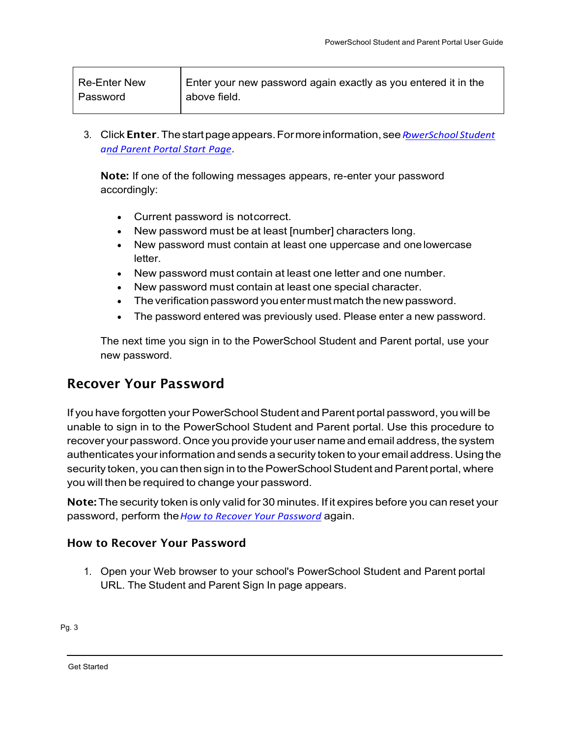| Re-Enter New Password | Enter your new password again exactly as you entered it in the above field. |
|---|---|

3. Click **Enter**. The start page appears. For more information, see *PowerSchool Student and Parent Portal Start Page*.

   **Note:** If one of the following messages appears, re-enter your password accordingly:

   - Current password is not correct.
   - New password must be at least [number] characters long.
   - New password must contain at least one uppercase and one lowercase letter.
   - New password must contain at least one letter and one number.
   - New password must contain at least one special character.
   - The verification password you enter must match the new password.
   - The password entered was previously used. Please enter a new password.

   The next time you sign in to the PowerSchool Student and Parent portal, use your new password.

## Recover Your Password

If you have forgotten your PowerSchool Student and Parent portal password, you will be unable to sign in to the PowerSchool Student and Parent portal. Use this procedure to recover your password. Once you provide your user name and email address, the system authenticates your information and sends a security token to your email address. Using the security token, you can then sign in to the PowerSchool Student and Parent portal, where you will then be required to change your password.

**Note:** The security token is only valid for 30 minutes. If it expires before you can reset your password, perform the *How to Recover Your Password* again.

### How to Recover Your Password

1. Open your Web browser to your school's PowerSchool Student and Parent portal URL. The Student and Parent Sign In page appears.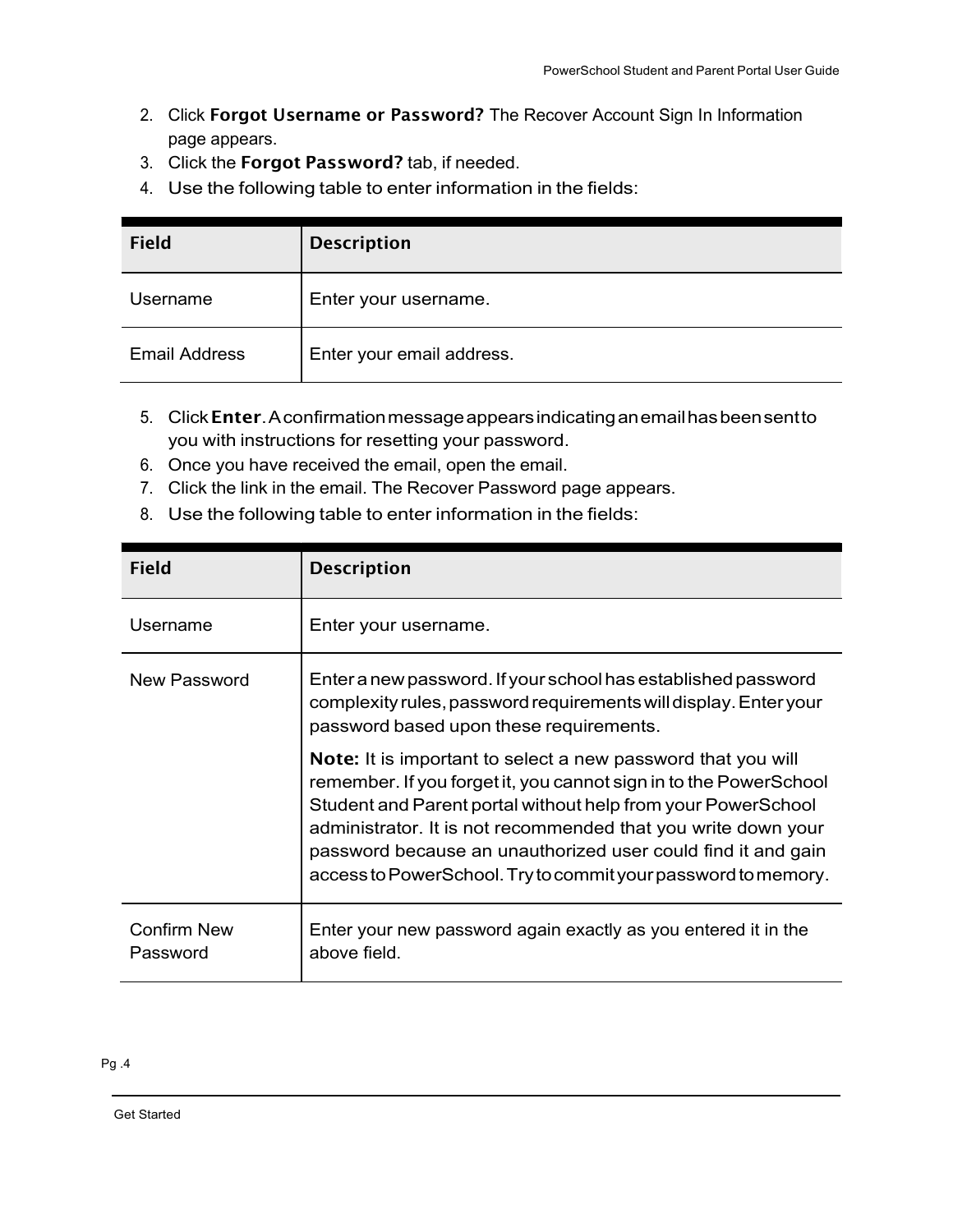2. Click **Forgot Username or Password?** The Recover Account Sign In Information page appears.
3. Click the **Forgot Password?** tab, if needed.
4. Use the following table to enter information in the fields:

| Field | Description |
|---|---|
| Username | Enter your username. |
| Email Address | Enter your email address. |

5. Click **Enter**. A confirmation message appears indicating an email has been sent to you with instructions for resetting your password.
6. Once you have received the email, open the email.
7. Click the link in the email. The Recover Password page appears.
8. Use the following table to enter information in the fields:

| Field | Description |
|---|---|
| Username | Enter your username. |
| New Password | Enter a new password. If your school has established password complexity rules, password requirements will display. Enter your password based upon these requirements.<br><br>**Note:** It is important to select a new password that you will remember. If you forget it, you cannot sign in to the PowerSchool Student and Parent portal without help from your PowerSchool administrator. It is not recommended that you write down your password because an unauthorized user could find it and gain access to PowerSchool. Try to commit your password to memory. |
| Confirm New Password | Enter your new password again exactly as you entered it in the above field. |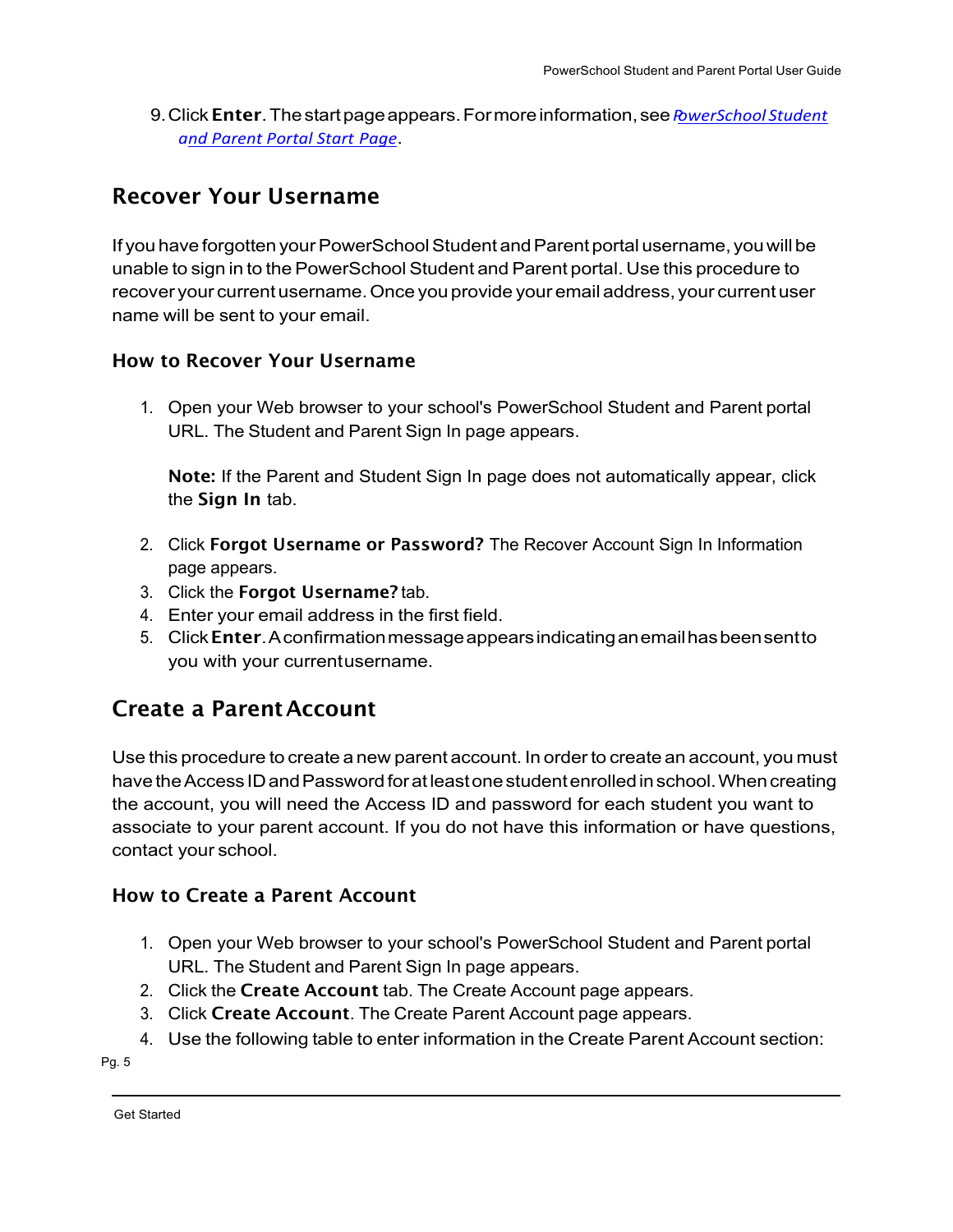9. Click **Enter**. The start page appears. For more information, see *PowerSchool Student and Parent Portal Start Page*.

## Recover Your Username

If you have forgotten your PowerSchool Student and Parent portal username, you will be unable to sign in to the PowerSchool Student and Parent portal. Use this procedure to recover your current username. Once you provide your email address, your current user name will be sent to your email.

### How to Recover Your Username

1. Open your Web browser to your school's PowerSchool Student and Parent portal URL. The Student and Parent Sign In page appears.

   **Note:** If the Parent and Student Sign In page does not automatically appear, click the **Sign In** tab.

2. Click **Forgot Username or Password?** The Recover Account Sign In Information page appears.
3. Click the **Forgot Username?** tab.
4. Enter your email address in the first field.
5. Click **Enter**. A confirmation message appears indicating an email has been sent to you with your current username.

## Create a Parent Account

Use this procedure to create a new parent account. In order to create an account, you must have the Access ID and Password for at least one student enrolled in school. When creating the account, you will need the Access ID and password for each student you want to associate to your parent account. If you do not have this information or have questions, contact your school.

### How to Create a Parent Account

1. Open your Web browser to your school's PowerSchool Student and Parent portal URL. The Student and Parent Sign In page appears.
2. Click the **Create Account** tab. The Create Account page appears.
3. Click **Create Account**. The Create Parent Account page appears.
4. Use the following table to enter information in the Create Parent Account section: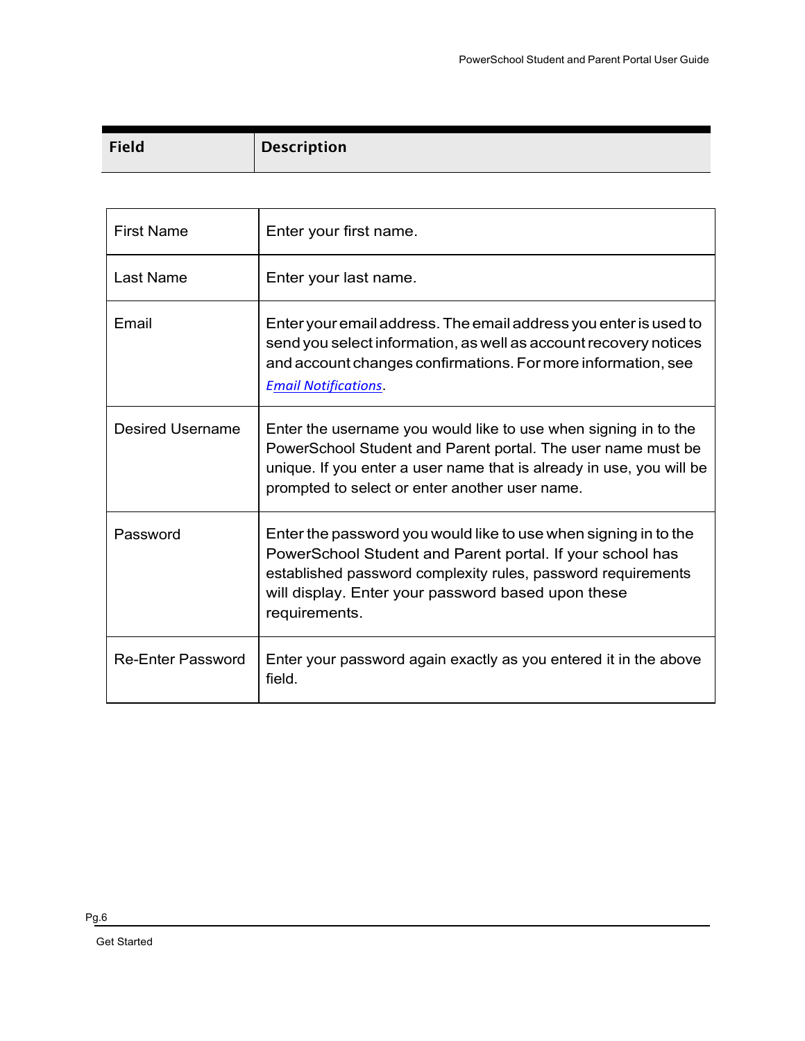| Field | Description |
| --- | --- |
| First Name | Enter your first name. |
| Last Name | Enter your last name. |
| Email | Enter your email address. The email address you enter is used to send you select information, as well as account recovery notices and account changes confirmations. For more information, see *Email Notifications*. |
| Desired Username | Enter the username you would like to use when signing in to the PowerSchool Student and Parent portal. The user name must be unique. If you enter a user name that is already in use, you will be prompted to select or enter another user name. |
| Password | Enter the password you would like to use when signing in to the PowerSchool Student and Parent portal. If your school has established password complexity rules, password requirements will display. Enter your password based upon these requirements. |
| Re-Enter Password | Enter your password again exactly as you entered it in the above field. |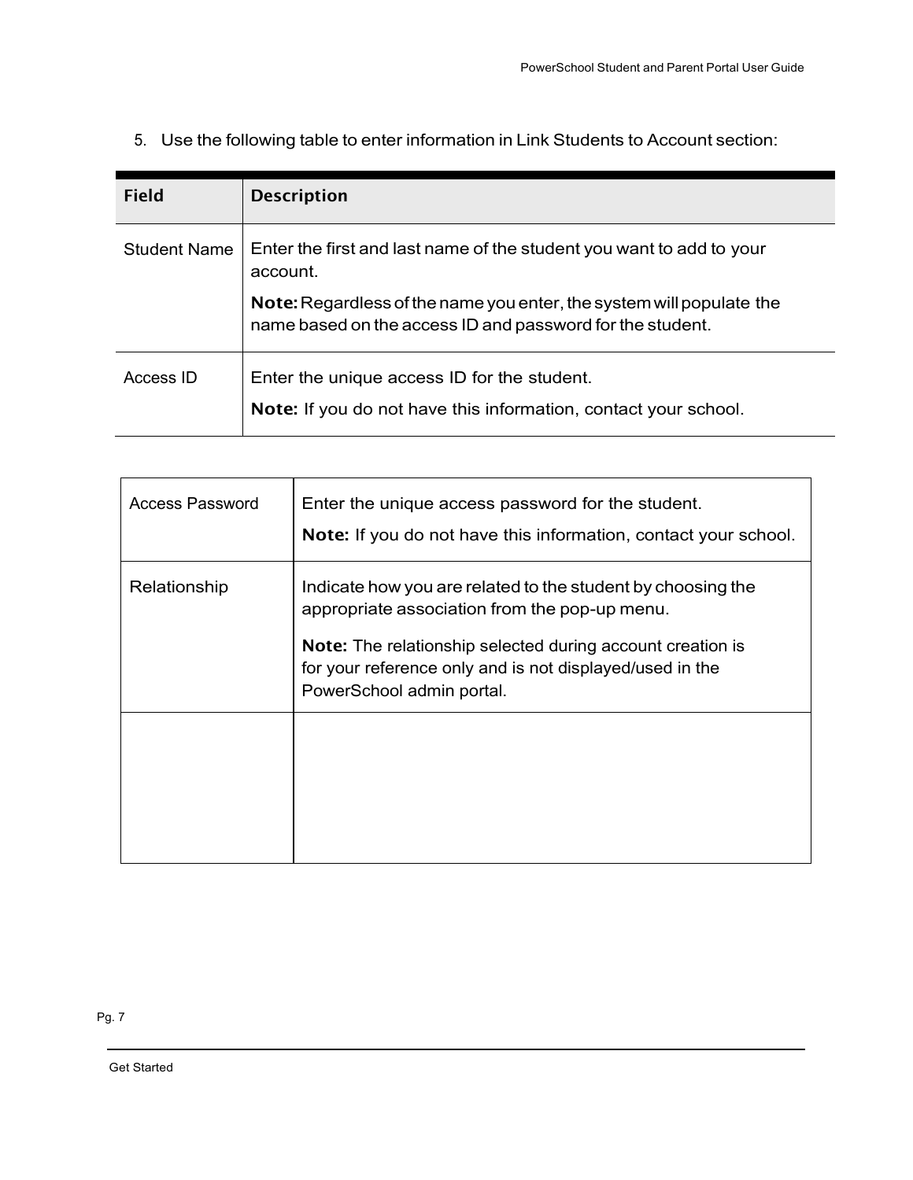5. Use the following table to enter information in Link Students to Account section:

| Field | Description |
| --- | --- |
| Student Name | Enter the first and last name of the student you want to add to your account.<br><br>**Note:** Regardless of the name you enter, the system will populate the name based on the access ID and password for the student. |
| Access ID | Enter the unique access ID for the student.<br><br>**Note:** If you do not have this information, contact your school. |
| Access Password | Enter the unique access password for the student.<br><br>**Note:** If you do not have this information, contact your school. |
| Relationship | Indicate how you are related to the student by choosing the appropriate association from the pop-up menu.<br><br>**Note:** The relationship selected during account creation is for your reference only and is not displayed/used in the PowerSchool admin portal. |
| | |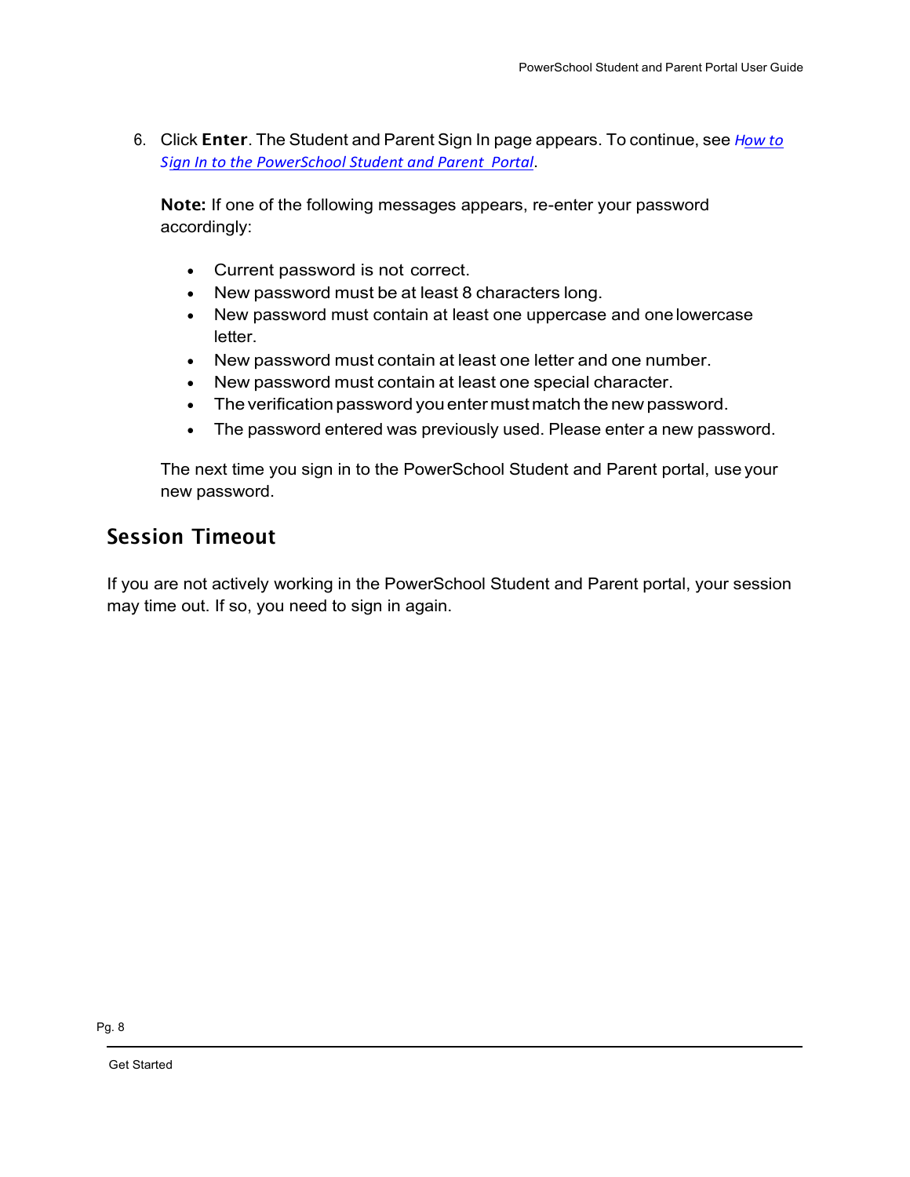6. Click **Enter**. The Student and Parent Sign In page appears. To continue, see *How to Sign In to the PowerSchool Student and Parent Portal*.

   **Note:** If one of the following messages appears, re-enter your password accordingly:

   - Current password is not correct.
   - New password must be at least 8 characters long.
   - New password must contain at least one uppercase and one lowercase letter.
   - New password must contain at least one letter and one number.
   - New password must contain at least one special character.
   - The verification password you enter must match the new password.
   - The password entered was previously used. Please enter a new password.

   The next time you sign in to the PowerSchool Student and Parent portal, use your new password.

## Session Timeout

If you are not actively working in the PowerSchool Student and Parent portal, your session may time out. If so, you need to sign in again.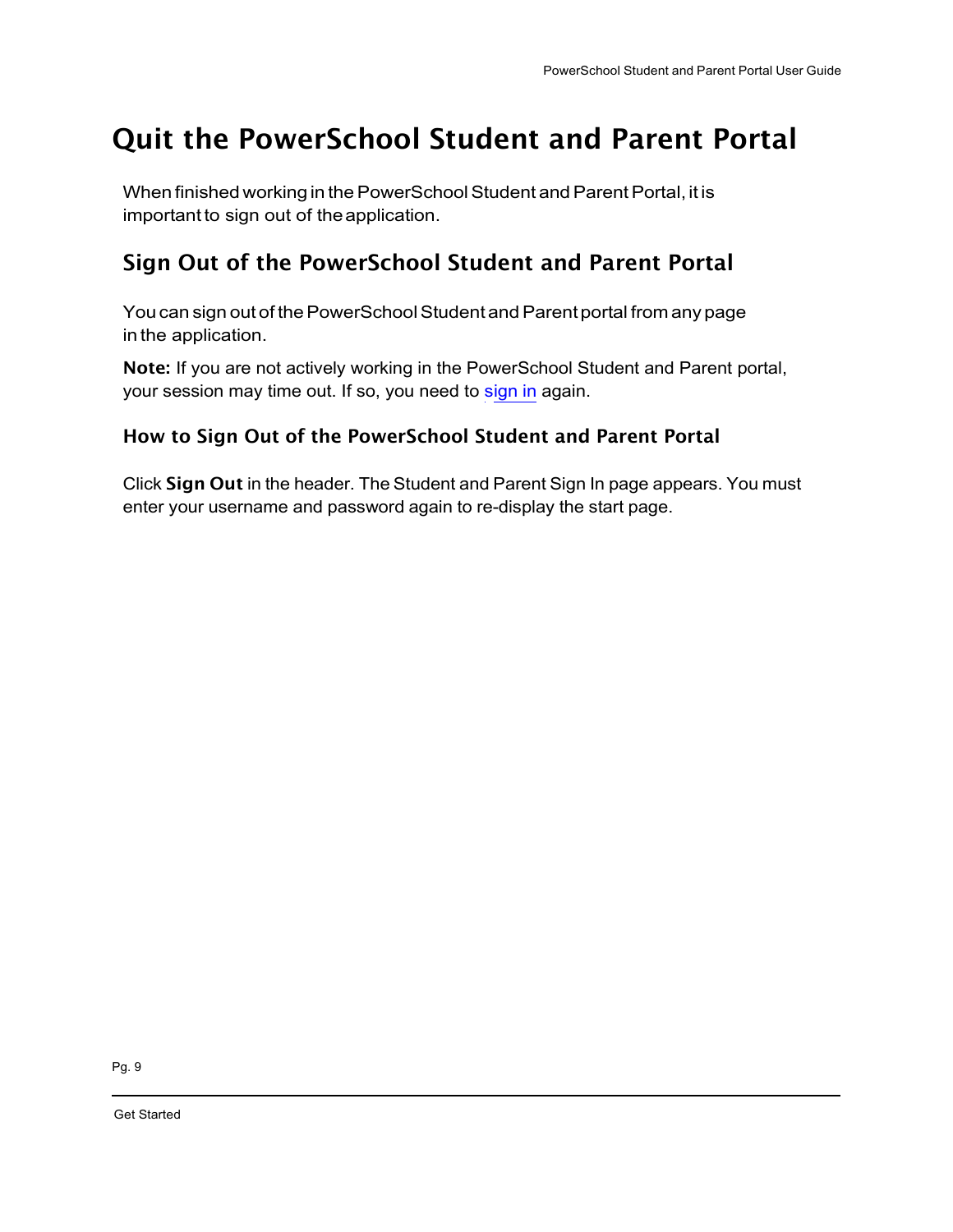# Quit the PowerSchool Student and Parent Portal

When finished working in the PowerSchool Student and Parent Portal, it is important to sign out of the application.

## Sign Out of the PowerSchool Student and Parent Portal

You can sign out of the PowerSchool Student and Parent portal from any page in the application.

**Note:** If you are not actively working in the PowerSchool Student and Parent portal, your session may time out. If so, you need to sign in again.

### How to Sign Out of the PowerSchool Student and Parent Portal

Click **Sign Out** in the header. The Student and Parent Sign In page appears. You must enter your username and password again to re-display the start page.